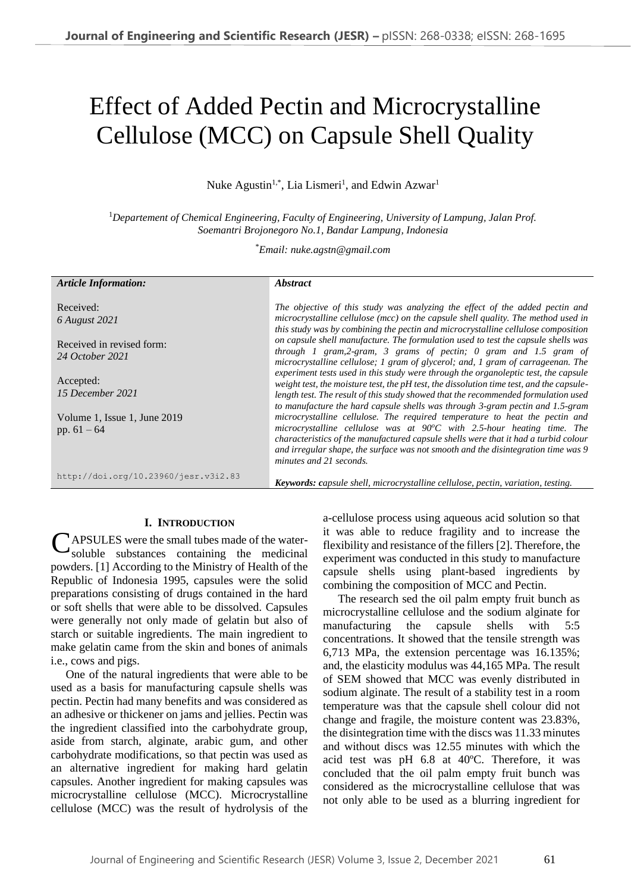# Effect of Added Pectin and Microcrystalline Cellulose (MCC) on Capsule Shell Quality

Nuke Agustin[1,*], Lia Lismeri[1], and Edwin Azwar[1]

[1]*Departement of Chemical Engineering, Faculty of Engineering, University of Lampung, Jalan Prof. Soemantri Brojonegoro No.1, Bandar Lampung, Indonesia*

[*]*Email: nuke.agstn@gmail.com*

| *Article Information:* | *Abstract* |
| --- | --- |
| Received: *6 August 2021*<br><br>Received in revised form: *24 October 2021*<br><br>Accepted: *15 December 2021*<br><br>Volume 1, Issue 1, June 2019<br>pp. 61 – 64<br><br>http://doi.org/10.23960/jesr.v3i2.83 | *The objective of this study was analyzing the effect of the added pectin and microcrystalline cellulose (mcc) on the capsule shell quality. The method used in this study was by combining the pectin and microcrystalline cellulose composition on capsule shell manufacture. The formulation used to test the capsule shells was through 1 gram,2-gram, 3 grams of pectin; 0 gram and 1.5 gram of microcrystalline cellulose; 1 gram of glycerol; and, 1 gram of carrageenan. The experiment tests used in this study were through the organoleptic test, the capsule weight test, the moisture test, the pH test, the dissolution time test, and the capsule-length test. The result of this study showed that the recommended formulation used to manufacture the hard capsule shells was through 3-gram pectin and 1.5-gram microcrystalline cellulose. The required temperature to heat the pectin and microcrystalline cellulose was at 90ºC with 2.5-hour heating time. The characteristics of the manufactured capsule shells were that it had a turbid colour and irregular shape, the surface was not smooth and the disintegration time was 9 minutes and 21 seconds.*<br><br>***Keywords:** capsule shell, microcrystalline cellulose, pectin, variation, testing.* |

## I. Introduction

CAPSULES were the small tubes made of the water-soluble substances containing the medicinal powders. [1] According to the Ministry of Health of the Republic of Indonesia 1995, capsules were the solid preparations consisting of drugs contained in the hard or soft shells that were able to be dissolved. Capsules were generally not only made of gelatin but also of starch or suitable ingredients. The main ingredient to make gelatin came from the skin and bones of animals i.e., cows and pigs.

One of the natural ingredients that were able to be used as a basis for manufacturing capsule shells was pectin. Pectin had many benefits and was considered as an adhesive or thickener on jams and jellies. Pectin was the ingredient classified into the carbohydrate group, aside from starch, alginate, arabic gum, and other carbohydrate modifications, so that pectin was used as an alternative ingredient for making hard gelatin capsules. Another ingredient for making capsules was microcrystalline cellulose (MCC). Microcrystalline cellulose (MCC) was the result of hydrolysis of the a-cellulose process using aqueous acid solution so that it was able to reduce fragility and to increase the flexibility and resistance of the fillers [2]. Therefore, the experiment was conducted in this study to manufacture capsule shells using plant-based ingredients by combining the composition of MCC and Pectin.

The research sed the oil palm empty fruit bunch as microcrystalline cellulose and the sodium alginate for manufacturing the capsule shells with 5:5 concentrations. It showed that the tensile strength was 6,713 MPa, the extension percentage was 16.135%; and, the elasticity modulus was 44,165 MPa. The result of SEM showed that MCC was evenly distributed in sodium alginate. The result of a stability test in a room temperature was that the capsule shell colour did not change and fragile, the moisture content was 23.83%, the disintegration time with the discs was 11.33 minutes and without discs was 12.55 minutes with which the acid test was pH 6.8 at 40ºC. Therefore, it was concluded that the oil palm empty fruit bunch was considered as the microcrystalline cellulose that was not only able to be used as a blurring ingredient for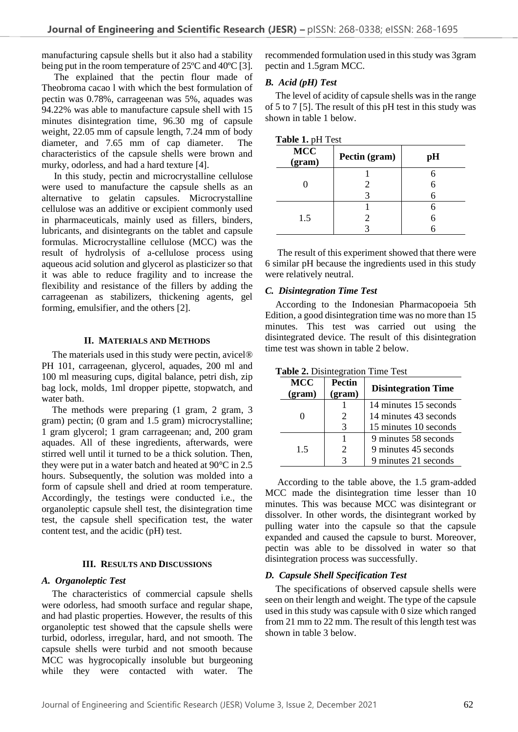manufacturing capsule shells but it also had a stability being put in the room temperature of 25ºC and 40ºC [3].

The explained that the pectin flour made of Theobroma cacao l with which the best formulation of pectin was 0.78%, carrageenan was 5%, aquades was 94.22% was able to manufacture capsule shell with 15 minutes disintegration time, 96.30 mg of capsule weight, 22.05 mm of capsule length, 7.24 mm of body diameter, and 7.65 mm of cap diameter. The characteristics of the capsule shells were brown and murky, odorless, and had a hard texture [4].

In this study, pectin and microcrystalline cellulose were used to manufacture the capsule shells as an alternative to gelatin capsules. Microcrystalline cellulose was an additive or excipient commonly used in pharmaceuticals, mainly used as fillers, binders, lubricants, and disintegrants on the tablet and capsule formulas. Microcrystalline cellulose (MCC) was the result of hydrolysis of a-cellulose process using aqueous acid solution and glycerol as plasticizer so that it was able to reduce fragility and to increase the flexibility and resistance of the fillers by adding the carrageenan as stabilizers, thickening agents, gel forming, emulsifier, and the others [2].

## II. Materials and Methods

The materials used in this study were pectin, avicel® PH 101, carrageenan, glycerol, aquades, 200 ml and 100 ml measuring cups, digital balance, petri dish, zip bag lock, molds, 1ml dropper pipette, stopwatch, and water bath.

The methods were preparing (1 gram, 2 gram, 3 gram) pectin; (0 gram and 1.5 gram) microcrystalline; 1 gram glycerol; 1 gram carrageenan; and, 200 gram aquades. All of these ingredients, afterwards, were stirred well until it turned to be a thick solution. Then, they were put in a water batch and heated at 90°C in 2.5 hours. Subsequently, the solution was molded into a form of capsule shell and dried at room temperature. Accordingly, the testings were conducted i.e., the organoleptic capsule shell test, the disintegration time test, the capsule shell specification test, the water content test, and the acidic (pH) test.

## III. Results and Discussions

### *A. Organoleptic Test*

The characteristics of commercial capsule shells were odorless, had smooth surface and regular shape, and had plastic properties. However, the results of this organoleptic test showed that the capsule shells were turbid, odorless, irregular, hard, and not smooth. The capsule shells were turbid and not smooth because MCC was hygrocopically insoluble but burgeoning while they were contacted with water. The recommended formulation used in this study was 3gram pectin and 1.5gram MCC.

### *B. Acid (pH) Test*

The level of acidity of capsule shells was in the range of 5 to 7 [5]. The result of this pH test in this study was shown in table 1 below.

**Table 1.** pH Test

| MCC (gram) | Pectin (gram) | pH |
|---|---|---|
| 0 | 1 | 6 |
| | 2 | 6 |
| | 3 | 6 |
| 1.5 | 1 | 6 |
| | 2 | 6 |
| | 3 | 6 |

The result of this experiment showed that there were 6 similar pH because the ingredients used in this study were relatively neutral.

### *C. Disintegration Time Test*

According to the Indonesian Pharmacopoeia 5th Edition, a good disintegration time was no more than 15 minutes. This test was carried out using the disintegrated device. The result of this disintegration time test was shown in table 2 below.

**Table 2.** Disintegration Time Test

| MCC (gram) | Pectin (gram) | Disintegration Time |
|---|---|---|
| 0 | 1 | 14 minutes 15 seconds |
| | 2 | 14 minutes 43 seconds |
| | 3 | 15 minutes 10 seconds |
| 1.5 | 1 | 9 minutes 58 seconds |
| | 2 | 9 minutes 45 seconds |
| | 3 | 9 minutes 21 seconds |

According to the table above, the 1.5 gram-added MCC made the disintegration time lesser than 10 minutes. This was because MCC was disintegrant or dissolver. In other words, the disintegrant worked by pulling water into the capsule so that the capsule expanded and caused the capsule to burst. Moreover, pectin was able to be dissolved in water so that disintegration process was successfully.

### *D. Capsule Shell Specification Test*

The specifications of observed capsule shells were seen on their length and weight. The type of the capsule used in this study was capsule with 0 size which ranged from 21 mm to 22 mm. The result of this length test was shown in table 3 below.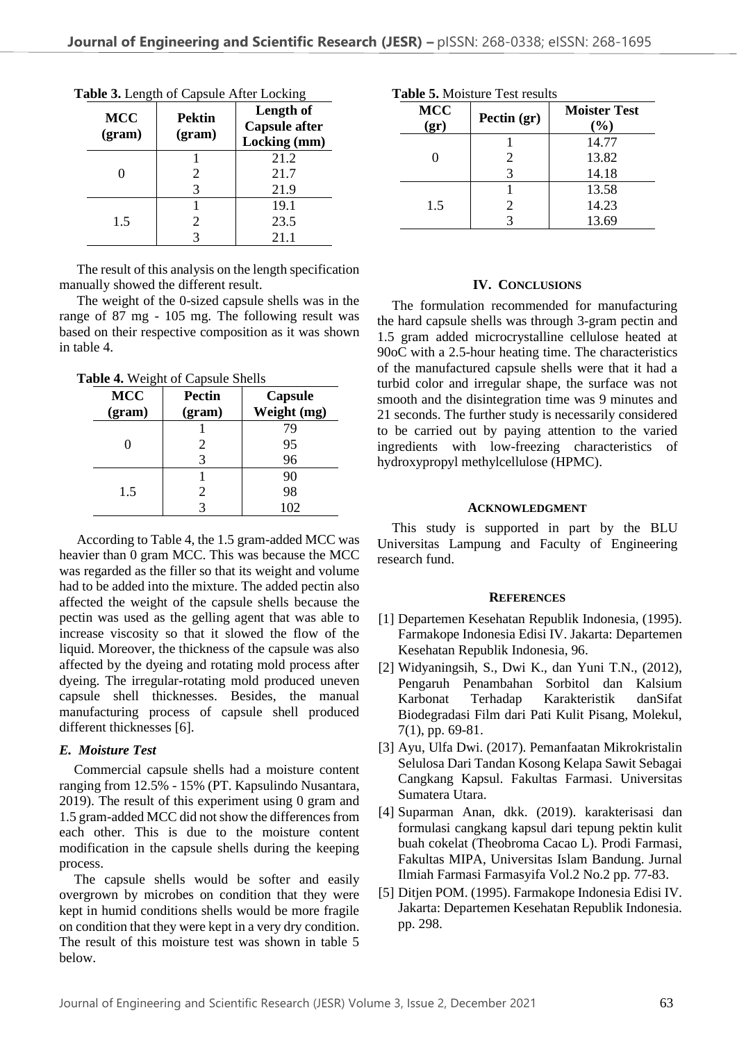**Table 3.** Length of Capsule After Locking

| MCC (gram) | Pektin (gram) | Length of Capsule after Locking (mm) |
|---|---|---|
| 0 | 1 | 21.2 |
| | 2 | 21.7 |
| | 3 | 21.9 |
| 1.5 | 1 | 19.1 |
| | 2 | 23.5 |
| | 3 | 21.1 |

The result of this analysis on the length specification manually showed the different result.

The weight of the 0-sized capsule shells was in the range of 87 mg - 105 mg. The following result was based on their respective composition as it was shown in table 4.

**Table 4.** Weight of Capsule Shells

| MCC (gram) | Pectin (gram) | Capsule Weight (mg) |
|---|---|---|
| 0 | 1 | 79 |
| | 2 | 95 |
| | 3 | 96 |
| 1.5 | 1 | 90 |
| | 2 | 98 |
| | 3 | 102 |

According to Table 4, the 1.5 gram-added MCC was heavier than 0 gram MCC. This was because the MCC was regarded as the filler so that its weight and volume had to be added into the mixture. The added pectin also affected the weight of the capsule shells because the pectin was used as the gelling agent that was able to increase viscosity so that it slowed the flow of the liquid. Moreover, the thickness of the capsule was also affected by the dyeing and rotating mold process after dyeing. The irregular-rotating mold produced uneven capsule shell thicknesses. Besides, the manual manufacturing process of capsule shell produced different thicknesses [6].

### *E. Moisture Test*

Commercial capsule shells had a moisture content ranging from 12.5% - 15% (PT. Kapsulindo Nusantara, 2019). The result of this experiment using 0 gram and 1.5 gram-added MCC did not show the differences from each other. This is due to the moisture content modification in the capsule shells during the keeping process.

The capsule shells would be softer and easily overgrown by microbes on condition that they were kept in humid conditions shells would be more fragile on condition that they were kept in a very dry condition. The result of this moisture test was shown in table 5 below.

**Table 5.** Moisture Test results

| MCC (gr) | Pectin (gr) | Moister Test (%) |
|---|---|---|
| 0 | 1 | 14.77 |
| | 2 | 13.82 |
| | 3 | 14.18 |
| 1.5 | 1 | 13.58 |
| | 2 | 14.23 |
| | 3 | 13.69 |

## IV. CONCLUSIONS

The formulation recommended for manufacturing the hard capsule shells was through 3-gram pectin and 1.5 gram added microcrystalline cellulose heated at 90oC with a 2.5-hour heating time. The characteristics of the manufactured capsule shells were that it had a turbid color and irregular shape, the surface was not smooth and the disintegration time was 9 minutes and 21 seconds. The further study is necessarily considered to be carried out by paying attention to the varied ingredients with low-freezing characteristics of hydroxypropyl methylcellulose (HPMC).

## ACKNOWLEDGMENT

This study is supported in part by the BLU Universitas Lampung and Faculty of Engineering research fund.

## REFERENCES

[1] Departemen Kesehatan Republik Indonesia, (1995). Farmakope Indonesia Edisi IV. Jakarta: Departemen Kesehatan Republik Indonesia, 96.

[2] Widyaningsih, S., Dwi K., dan Yuni T.N., (2012), Pengaruh Penambahan Sorbitol dan Kalsium Karbonat Terhadap Karakteristik danSifat Biodegradasi Film dari Pati Kulit Pisang, Molekul, 7(1), pp. 69-81.

[3] Ayu, Ulfa Dwi. (2017). Pemanfaatan Mikrokristalin Selulosa Dari Tandan Kosong Kelapa Sawit Sebagai Cangkang Kapsul. Fakultas Farmasi. Universitas Sumatera Utara.

[4] Suparman Anan, dkk. (2019). karakterisasi dan formulasi cangkang kapsul dari tepung pektin kulit buah cokelat (Theobroma Cacao L). Prodi Farmasi, Fakultas MIPA, Universitas Islam Bandung. Jurnal Ilmiah Farmasi Farmasyifa Vol.2 No.2 pp. 77-83.

[5] Ditjen POM. (1995). Farmakope Indonesia Edisi IV. Jakarta: Departemen Kesehatan Republik Indonesia. pp. 298.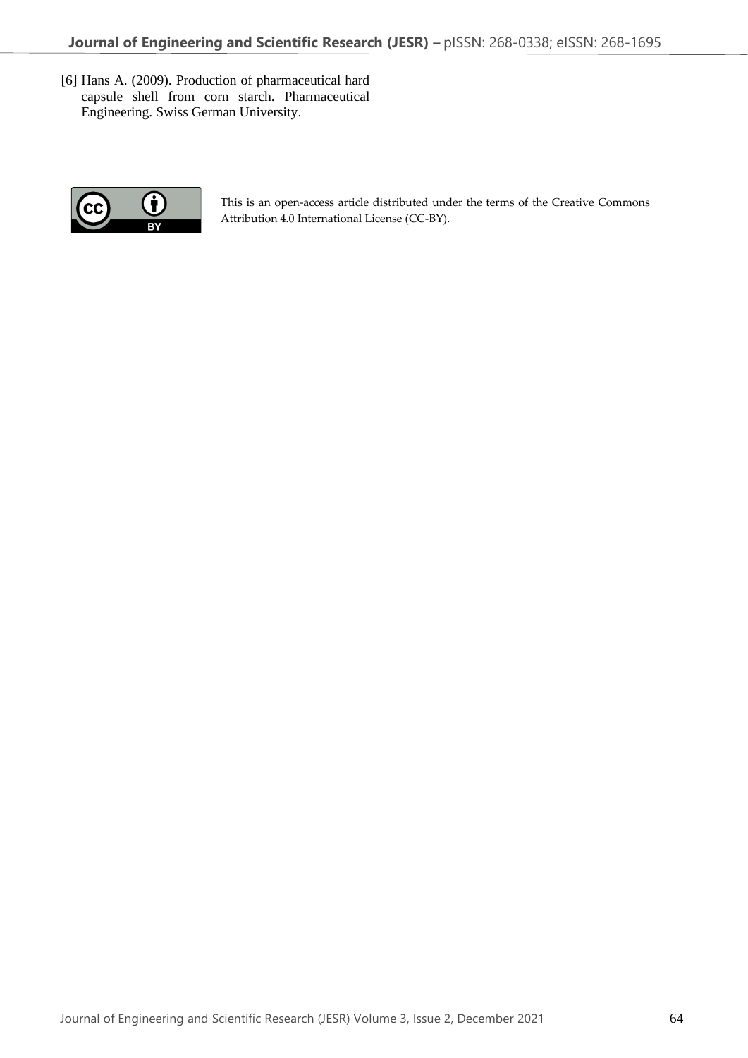[6] Hans A. (2009). Production of pharmaceutical hard capsule shell from corn starch. Pharmaceutical Engineering. Swiss German University.

This is an open-access article distributed under the terms of the Creative Commons Attribution 4.0 International License (CC-BY).